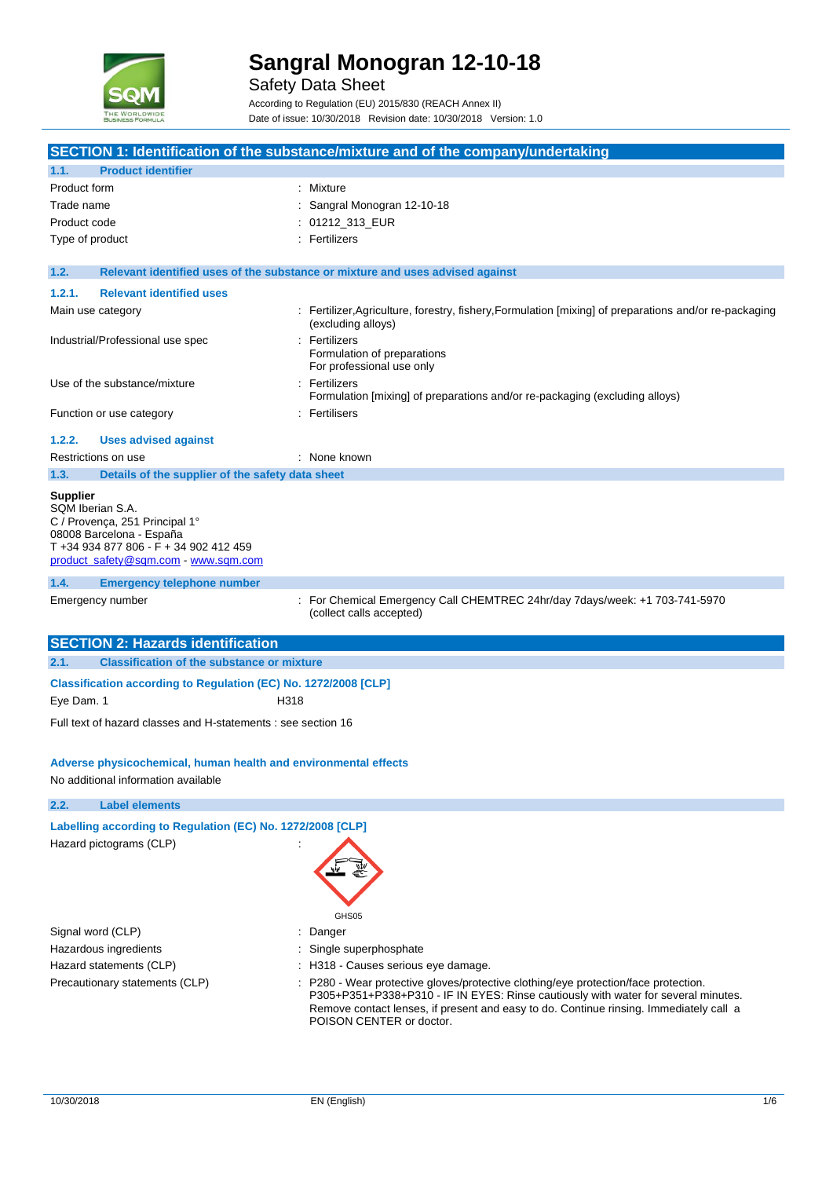# Sangral Monogran 12-10-18

Safety Data Sheet

According to Regulation (EU) 2015/830 (REACH Annex II)

Date of issue: 10/30/2018 Revision date: 10/30/2018 Version: 1.0

## SECTION 1: Identification of the substance/mixture and of the company/undertaking

### 1.1. Product identifier

| | |
|---|---|
| Product form | : Mixture |
| Trade name | : Sangral Monogran 12-10-18 |
| Product code | : 01212_313_EUR |
| Type of product | : Fertilizers |

### 1.2. Relevant identified uses of the substance or mixture and uses advised against

#### 1.2.1. Relevant identified uses

| | |
|---|---|
| Main use category | : Fertilizer,Agriculture, forestry, fishery,Formulation [mixing] of preparations and/or re-packaging (excluding alloys) |
| Industrial/Professional use spec | : Fertilizers<br>Formulation of preparations<br>For professional use only |
| Use of the substance/mixture | : Fertilizers<br>Formulation [mixing] of preparations and/or re-packaging (excluding alloys) |
| Function or use category | : Fertilisers |

#### 1.2.2. Uses advised against

| | |
|---|---|
| Restrictions on use | : None known |

### 1.3. Details of the supplier of the safety data sheet

**Supplier**

SQM Iberian S.A.
C / Provença, 251 Principal 1°
08008 Barcelona - España
T +34 934 877 806 - F + 34 902 412 459
product_safety@sqm.com - www.sqm.com

### 1.4. Emergency telephone number

| | |
|---|---|
| Emergency number | : For Chemical Emergency Call CHEMTREC 24hr/day 7days/week: +1 703-741-5970 (collect calls accepted) |

## SECTION 2: Hazards identification

### 2.1. Classification of the substance or mixture

**Classification according to Regulation (EC) No. 1272/2008 [CLP]**

| | |
|---|---|
| Eye Dam. 1 | H318 |

Full text of hazard classes and H-statements : see section 16

**Adverse physicochemical, human health and environmental effects**

No additional information available

### 2.2. Label elements

**Labelling according to Regulation (EC) No. 1272/2008 [CLP]**

| | |
|---|---|
| Hazard pictograms (CLP) | : GHS05 |
| Signal word (CLP) | : Danger |
| Hazardous ingredients | : Single superphosphate |
| Hazard statements (CLP) | : H318 - Causes serious eye damage. |
| Precautionary statements (CLP) | : P280 - Wear protective gloves/protective clothing/eye protection/face protection.<br>P305+P351+P338+P310 - IF IN EYES: Rinse cautiously with water for several minutes. Remove contact lenses, if present and easy to do. Continue rinsing. Immediately call a POISON CENTER or doctor. |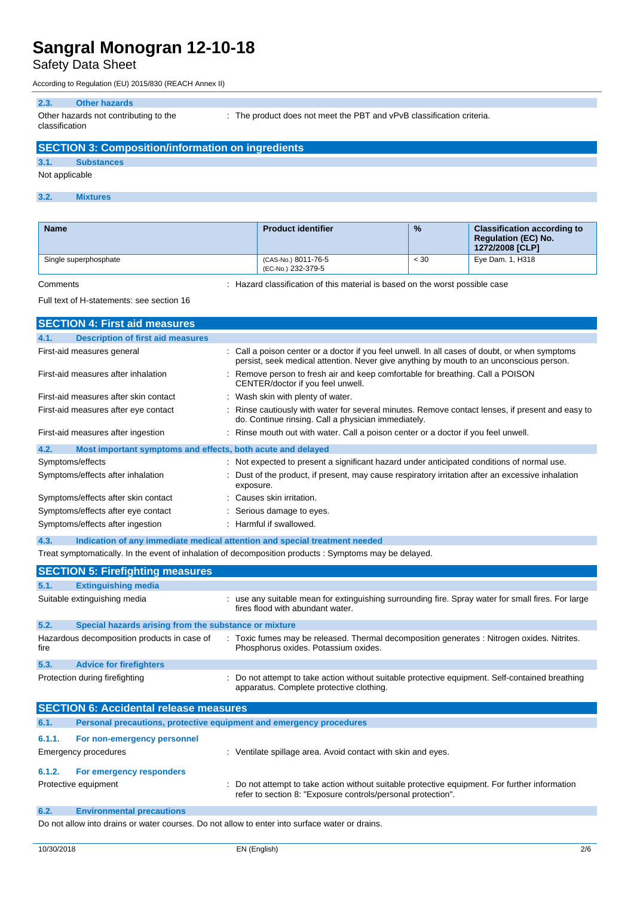### 2.3. Other hazards

Other hazards not contributing to the classification : The product does not meet the PBT and vPvB classification criteria.

## SECTION 3: Composition/information on ingredients

### 3.1. Substances

Not applicable

### 3.2. Mixtures

| Name | Product identifier | % | Classification according to Regulation (EC) No. 1272/2008 [CLP] |
|---|---|---|---|
| Single superphosphate | (CAS-No.) 8011-76-5<br>(EC-No.) 232-379-5 | < 30 | Eye Dam. 1, H318 |

Comments : Hazard classification of this material is based on the worst possible case

Full text of H-statements: see section 16

## SECTION 4: First aid measures

### 4.1. Description of first aid measures

First-aid measures general : Call a poison center or a doctor if you feel unwell. In all cases of doubt, or when symptoms persist, seek medical attention. Never give anything by mouth to an unconscious person.

First-aid measures after inhalation : Remove person to fresh air and keep comfortable for breathing. Call a POISON CENTER/doctor if you feel unwell.

First-aid measures after skin contact : Wash skin with plenty of water.

First-aid measures after eye contact : Rinse cautiously with water for several minutes. Remove contact lenses, if present and easy to do. Continue rinsing. Call a physician immediately.

First-aid measures after ingestion : Rinse mouth out with water. Call a poison center or a doctor if you feel unwell.

### 4.2. Most important symptoms and effects, both acute and delayed

Symptoms/effects : Not expected to present a significant hazard under anticipated conditions of normal use.

Symptoms/effects after inhalation : Dust of the product, if present, may cause respiratory irritation after an excessive inhalation exposure.

Symptoms/effects after skin contact : Causes skin irritation.

Symptoms/effects after eye contact : Serious damage to eyes.

Symptoms/effects after ingestion : Harmful if swallowed.

### 4.3. Indication of any immediate medical attention and special treatment needed

Treat symptomatically. In the event of inhalation of decomposition products : Symptoms may be delayed.

## SECTION 5: Firefighting measures

### 5.1. Extinguishing media

Suitable extinguishing media : use any suitable mean for extinguishing surrounding fire. Spray water for small fires. For large fires flood with abundant water.

### 5.2. Special hazards arising from the substance or mixture

Hazardous decomposition products in case of fire : Toxic fumes may be released. Thermal decomposition generates : Nitrogen oxides. Nitrites. Phosphorus oxides. Potassium oxides.

### 5.3. Advice for firefighters

Protection during firefighting : Do not attempt to take action without suitable protective equipment. Self-contained breathing apparatus. Complete protective clothing.

## SECTION 6: Accidental release measures

### 6.1. Personal precautions, protective equipment and emergency procedures

#### 6.1.1. For non-emergency personnel

Emergency procedures : Ventilate spillage area. Avoid contact with skin and eyes.

#### 6.1.2. For emergency responders

Protective equipment : Do not attempt to take action without suitable protective equipment. For further information refer to section 8: "Exposure controls/personal protection".

### 6.2. Environmental precautions

Do not allow into drains or water courses. Do not allow to enter into surface water or drains.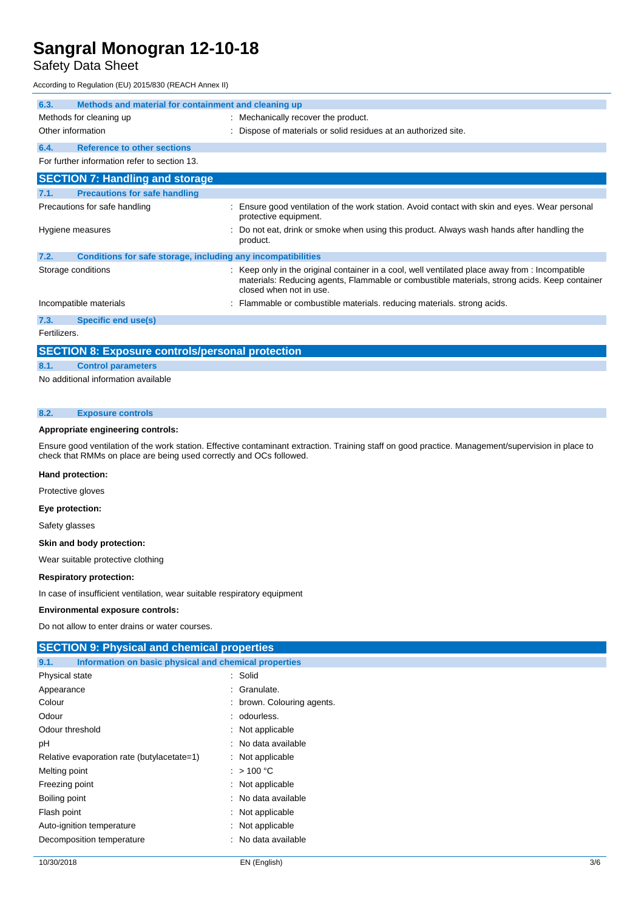### 6.3. Methods and material for containment and cleaning up

| | |
|---|---|
| Methods for cleaning up | : Mechanically recover the product. |
| Other information | : Dispose of materials or solid residues at an authorized site. |

### 6.4. Reference to other sections

For further information refer to section 13.

## SECTION 7: Handling and storage

### 7.1. Precautions for safe handling

| | |
|---|---|
| Precautions for safe handling | : Ensure good ventilation of the work station. Avoid contact with skin and eyes. Wear personal protective equipment. |
| Hygiene measures | : Do not eat, drink or smoke when using this product. Always wash hands after handling the product. |

### 7.2. Conditions for safe storage, including any incompatibilities

| | |
|---|---|
| Storage conditions | : Keep only in the original container in a cool, well ventilated place away from : Incompatible materials: Reducing agents, Flammable or combustible materials, strong acids. Keep container closed when not in use. |
| Incompatible materials | : Flammable or combustible materials. reducing materials. strong acids. |

### 7.3. Specific end use(s)

Fertilizers.

## SECTION 8: Exposure controls/personal protection

### 8.1. Control parameters

No additional information available

### 8.2. Exposure controls

**Appropriate engineering controls:**

Ensure good ventilation of the work station. Effective contaminant extraction. Training staff on good practice. Management/supervision in place to check that RMMs on place are being used correctly and OCs followed.

**Hand protection:**

Protective gloves

**Eye protection:**

Safety glasses

**Skin and body protection:**

Wear suitable protective clothing

**Respiratory protection:**

In case of insufficient ventilation, wear suitable respiratory equipment

**Environmental exposure controls:**

Do not allow to enter drains or water courses.

## SECTION 9: Physical and chemical properties

### 9.1. Information on basic physical and chemical properties

| | |
|---|---|
| Physical state | : Solid |
| Appearance | : Granulate. |
| Colour | : brown. Colouring agents. |
| Odour | : odourless. |
| Odour threshold | : Not applicable |
| pH | : No data available |
| Relative evaporation rate (butylacetate=1) | : Not applicable |
| Melting point | : > 100 °C |
| Freezing point | : Not applicable |
| Boiling point | : No data available |
| Flash point | : Not applicable |
| Auto-ignition temperature | : Not applicable |
| Decomposition temperature | : No data available |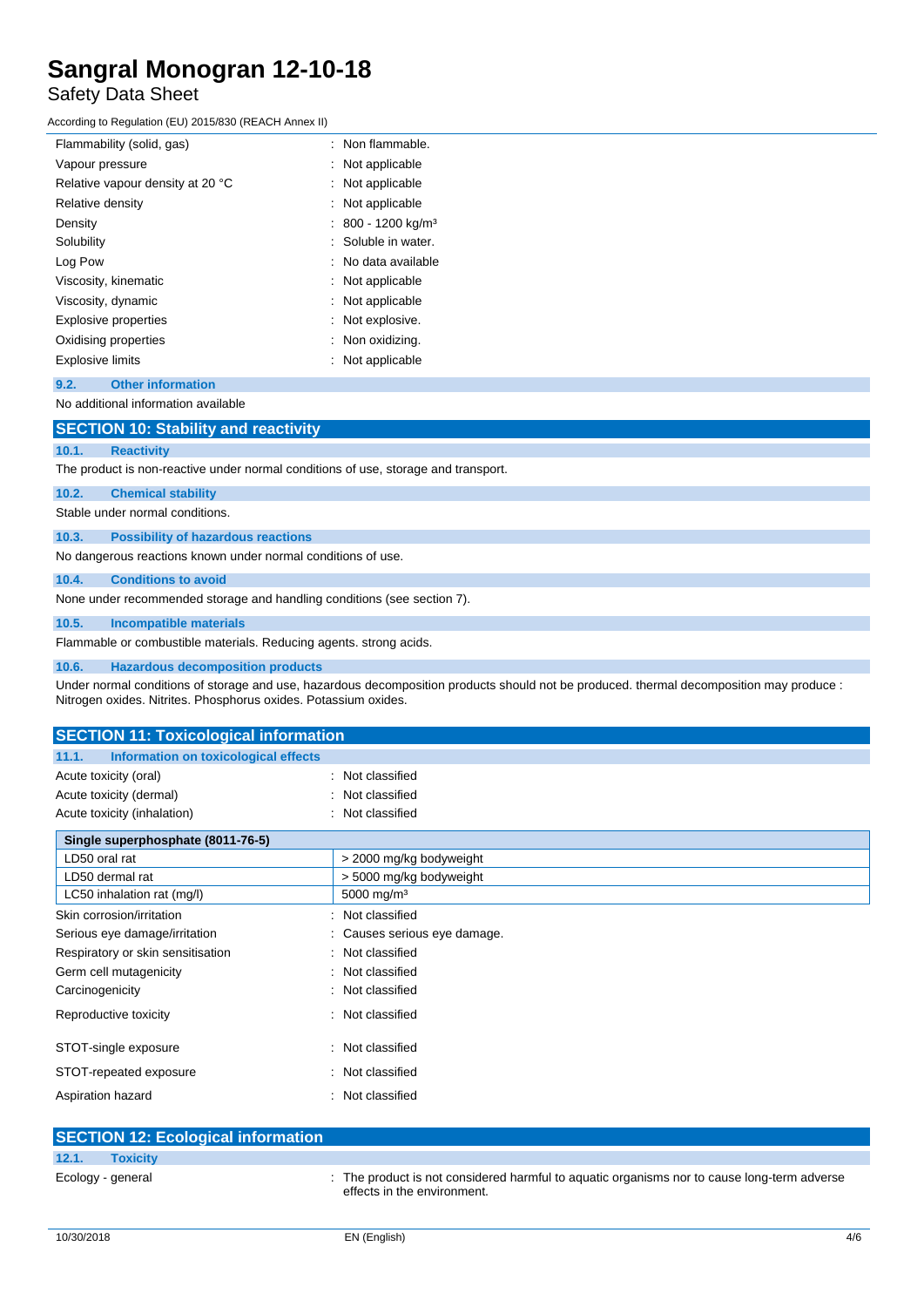| | |
|---|---|
| Flammability (solid, gas) | : Non flammable. |
| Vapour pressure | : Not applicable |
| Relative vapour density at 20 °C | : Not applicable |
| Relative density | : Not applicable |
| Density | : 800 - 1200 kg/m³ |
| Solubility | : Soluble in water. |
| Log Pow | : No data available |
| Viscosity, kinematic | : Not applicable |
| Viscosity, dynamic | : Not applicable |
| Explosive properties | : Not explosive. |
| Oxidising properties | : Non oxidizing. |
| Explosive limits | : Not applicable |

### 9.2. Other information

No additional information available

## SECTION 10: Stability and reactivity

### 10.1. Reactivity

The product is non-reactive under normal conditions of use, storage and transport.

### 10.2. Chemical stability

Stable under normal conditions.

### 10.3. Possibility of hazardous reactions

No dangerous reactions known under normal conditions of use.

### 10.4. Conditions to avoid

None under recommended storage and handling conditions (see section 7).

### 10.5. Incompatible materials

Flammable or combustible materials. Reducing agents. strong acids.

### 10.6. Hazardous decomposition products

Under normal conditions of storage and use, hazardous decomposition products should not be produced. thermal decomposition may produce : Nitrogen oxides. Nitrites. Phosphorus oxides. Potassium oxides.

## SECTION 11: Toxicological information

### 11.1. Information on toxicological effects

| | |
|---|---|
| Acute toxicity (oral) | : Not classified |
| Acute toxicity (dermal) | : Not classified |
| Acute toxicity (inhalation) | : Not classified |

| Single superphosphate (8011-76-5) | |
|---|---|
| LD50 oral rat | > 2000 mg/kg bodyweight |
| LD50 dermal rat | > 5000 mg/kg bodyweight |
| LC50 inhalation rat (mg/l) | 5000 mg/m³ |

| | |
|---|---|
| Skin corrosion/irritation | : Not classified |
| Serious eye damage/irritation | : Causes serious eye damage. |
| Respiratory or skin sensitisation | : Not classified |
| Germ cell mutagenicity | : Not classified |
| Carcinogenicity | : Not classified |
| Reproductive toxicity | : Not classified |
| STOT-single exposure | : Not classified |
| STOT-repeated exposure | : Not classified |
| Aspiration hazard | : Not classified |

## SECTION 12: Ecological information

### 12.1. Toxicity

| | |
|---|---|
| Ecology - general | : The product is not considered harmful to aquatic organisms nor to cause long-term adverse effects in the environment. |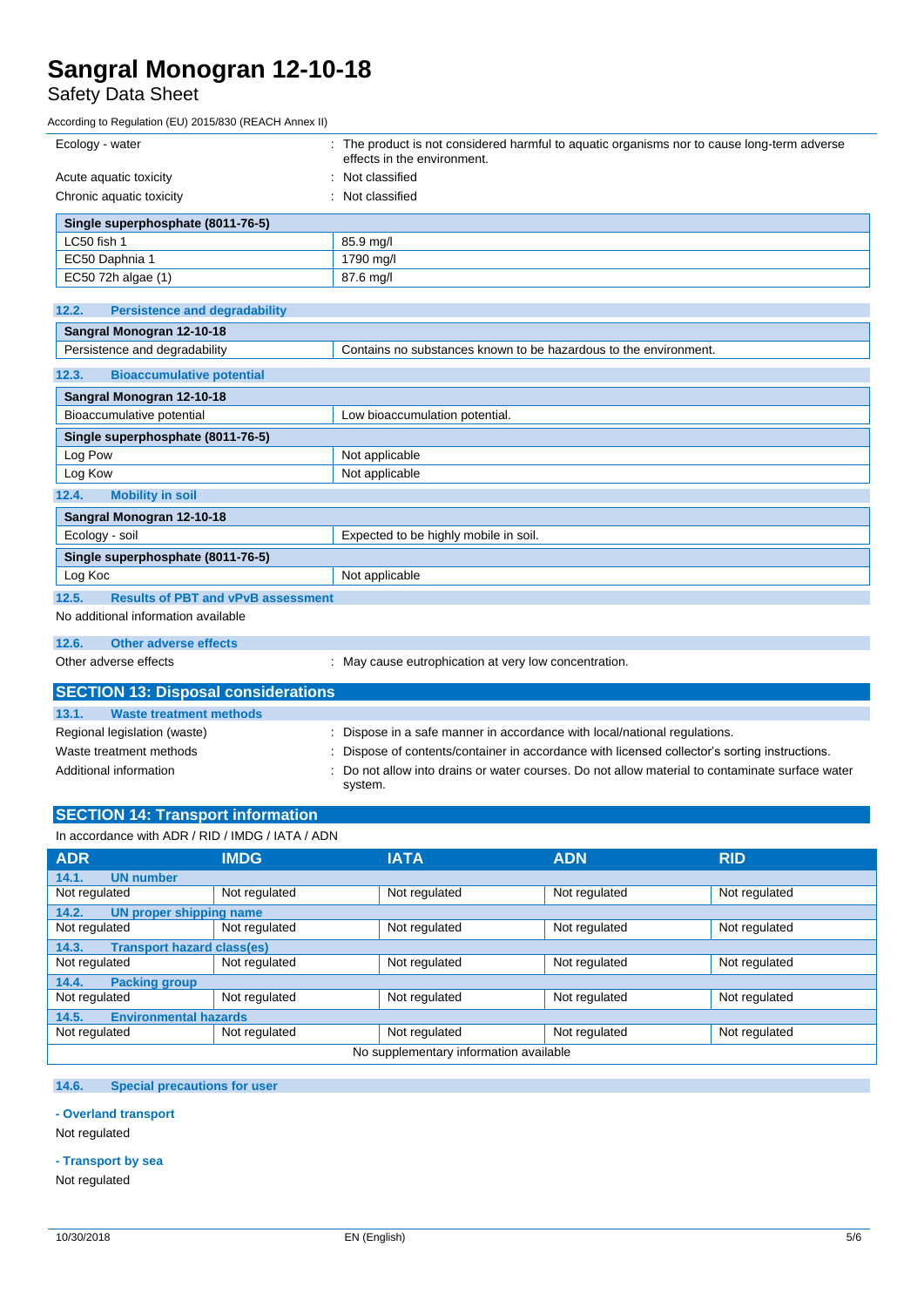| | |
|---|---|
| Ecology - water | : The product is not considered harmful to aquatic organisms nor to cause long-term adverse effects in the environment. |
| Acute aquatic toxicity | : Not classified |
| Chronic aquatic toxicity | : Not classified |

| Single superphosphate (8011-76-5) | |
|---|---|
| LC50 fish 1 | 85.9 mg/l |
| EC50 Daphnia 1 | 1790 mg/l |
| EC50 72h algae (1) | 87.6 mg/l |

### 12.2. Persistence and degradability

| Sangral Monogran 12-10-18 | |
|---|---|
| Persistence and degradability | Contains no substances known to be hazardous to the environment. |

### 12.3. Bioaccumulative potential

| Sangral Monogran 12-10-18 | |
|---|---|
| Bioaccumulative potential | Low bioaccumulation potential. |
| **Single superphosphate (8011-76-5)** | |
| Log Pow | Not applicable |
| Log Kow | Not applicable |

### 12.4. Mobility in soil

| Sangral Monogran 12-10-18 | |
|---|---|
| Ecology - soil | Expected to be highly mobile in soil. |
| **Single superphosphate (8011-76-5)** | |
| Log Koc | Not applicable |

### 12.5. Results of PBT and vPvB assessment

No additional information available

### 12.6. Other adverse effects

Other adverse effects : May cause eutrophication at very low concentration.

## SECTION 13: Disposal considerations

### 13.1. Waste treatment methods

| | |
|---|---|
| Regional legislation (waste) | : Dispose in a safe manner in accordance with local/national regulations. |
| Waste treatment methods | : Dispose of contents/container in accordance with licensed collector's sorting instructions. |
| Additional information | : Do not allow into drains or water courses. Do not allow material to contaminate surface water system. |

## SECTION 14: Transport information

In accordance with ADR / RID / IMDG / IATA / ADN

| ADR | IMDG | IATA | ADN | RID |
|---|---|---|---|---|
| **14.1. UN number** | | | | |
| Not regulated | Not regulated | Not regulated | Not regulated | Not regulated |
| **14.2. UN proper shipping name** | | | | |
| Not regulated | Not regulated | Not regulated | Not regulated | Not regulated |
| **14.3. Transport hazard class(es)** | | | | |
| Not regulated | Not regulated | Not regulated | Not regulated | Not regulated |
| **14.4. Packing group** | | | | |
| Not regulated | Not regulated | Not regulated | Not regulated | Not regulated |
| **14.5. Environmental hazards** | | | | |
| Not regulated | Not regulated | Not regulated | Not regulated | Not regulated |
| No supplementary information available | | | | |

### 14.6. Special precautions for user

**- Overland transport**

Not regulated

**- Transport by sea**

Not regulated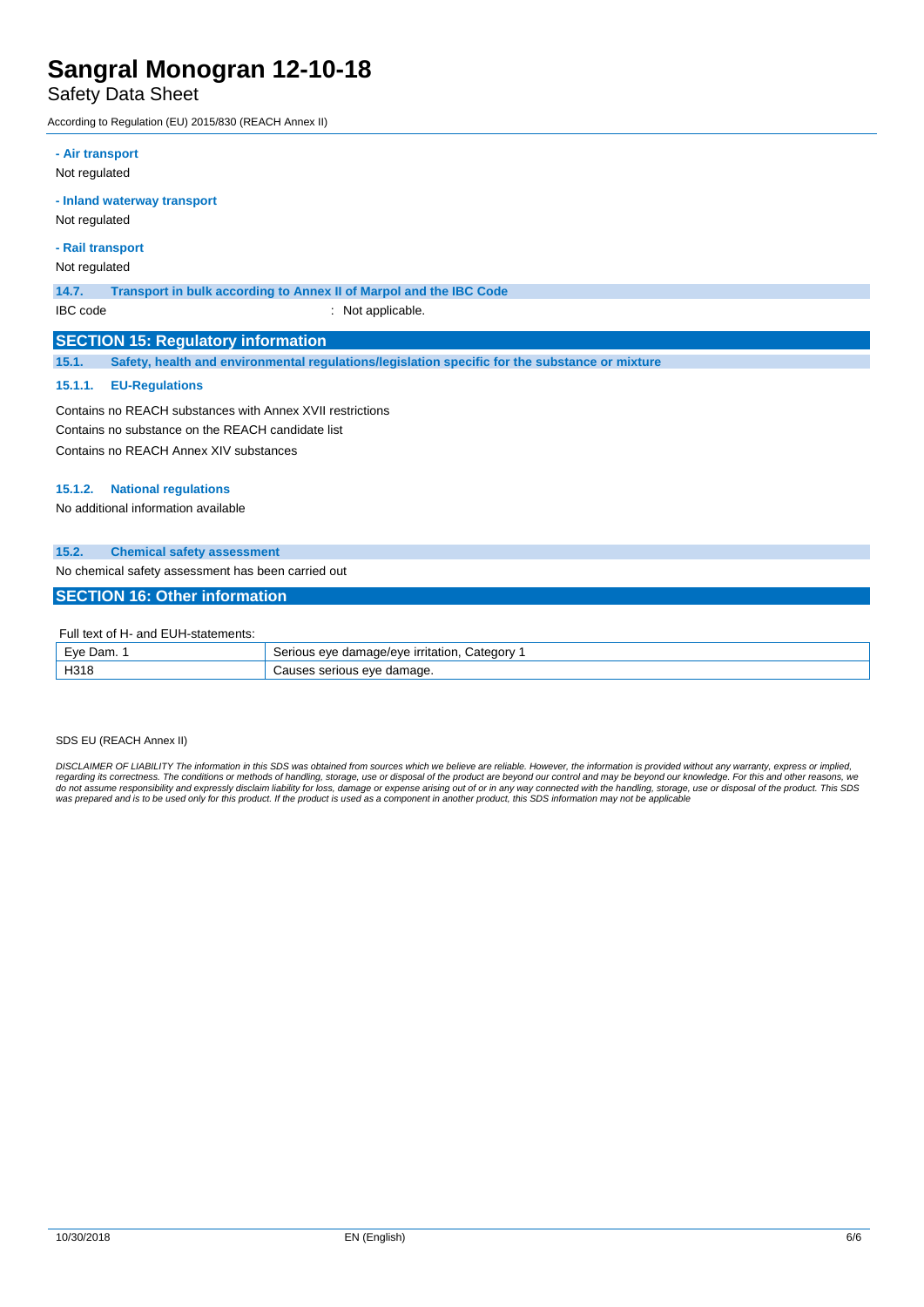**- Air transport**

Not regulated

**- Inland waterway transport**

Not regulated

**- Rail transport**

Not regulated

### 14.7. Transport in bulk according to Annex II of Marpol and the IBC Code

IBC code : Not applicable.

## SECTION 15: Regulatory information

### 15.1. Safety, health and environmental regulations/legislation specific for the substance or mixture

#### 15.1.1. EU-Regulations

Contains no REACH substances with Annex XVII restrictions

Contains no substance on the REACH candidate list

Contains no REACH Annex XIV substances

#### 15.1.2. National regulations

No additional information available

### 15.2. Chemical safety assessment

No chemical safety assessment has been carried out

## SECTION 16: Other information

Full text of H- and EUH-statements:

| | |
|---|---|
| Eye Dam. 1 | Serious eye damage/eye irritation, Category 1 |
| H318 | Causes serious eye damage. |

SDS EU (REACH Annex II)

*DISCLAIMER OF LIABILITY The information in this SDS was obtained from sources which we believe are reliable. However, the information is provided without any warranty, express or implied, regarding its correctness. The conditions or methods of handling, storage, use or disposal of the product are beyond our control and may be beyond our knowledge. For this and other reasons, we do not assume responsibility and expressly disclaim liability for loss, damage or expense arising out of or in any way connected with the handling, storage, use or disposal of the product. This SDS was prepared and is to be used only for this product. If the product is used as a component in another product, this SDS information may not be applicable*